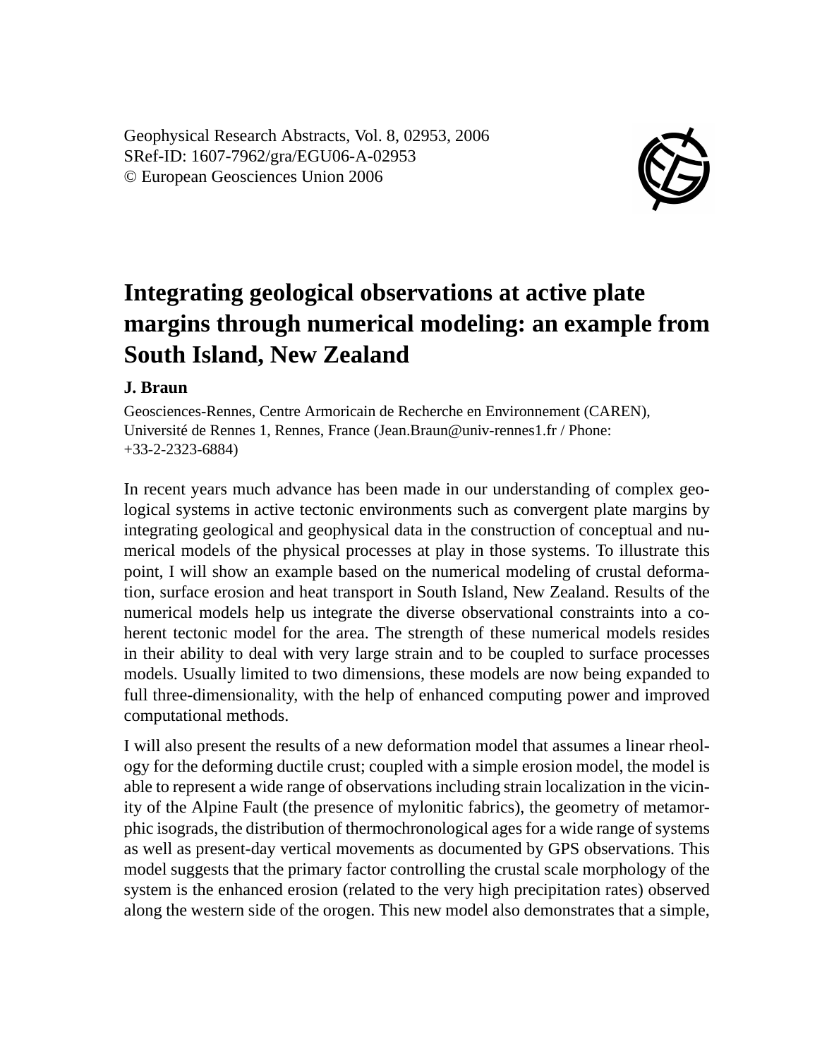Geophysical Research Abstracts, Vol. 8, 02953, 2006
SRef-ID: 1607-7962/gra/EGU06-A-02953
© European Geosciences Union 2006

# Integrating geological observations at active plate margins through numerical modeling: an example from South Island, New Zealand

**J. Braun**

Geosciences-Rennes, Centre Armoricain de Recherche en Environnement (CAREN), Université de Rennes 1, Rennes, France (Jean.Braun@univ-rennes1.fr / Phone: +33-2-2323-6884)

In recent years much advance has been made in our understanding of complex geological systems in active tectonic environments such as convergent plate margins by integrating geological and geophysical data in the construction of conceptual and numerical models of the physical processes at play in those systems. To illustrate this point, I will show an example based on the numerical modeling of crustal deformation, surface erosion and heat transport in South Island, New Zealand. Results of the numerical models help us integrate the diverse observational constraints into a coherent tectonic model for the area. The strength of these numerical models resides in their ability to deal with very large strain and to be coupled to surface processes models. Usually limited to two dimensions, these models are now being expanded to full three-dimensionality, with the help of enhanced computing power and improved computational methods.

I will also present the results of a new deformation model that assumes a linear rheology for the deforming ductile crust; coupled with a simple erosion model, the model is able to represent a wide range of observations including strain localization in the vicinity of the Alpine Fault (the presence of mylonitic fabrics), the geometry of metamorphic isograds, the distribution of thermochronological ages for a wide range of systems as well as present-day vertical movements as documented by GPS observations. This model suggests that the primary factor controlling the crustal scale morphology of the system is the enhanced erosion (related to the very high precipitation rates) observed along the western side of the orogen. This new model also demonstrates that a simple,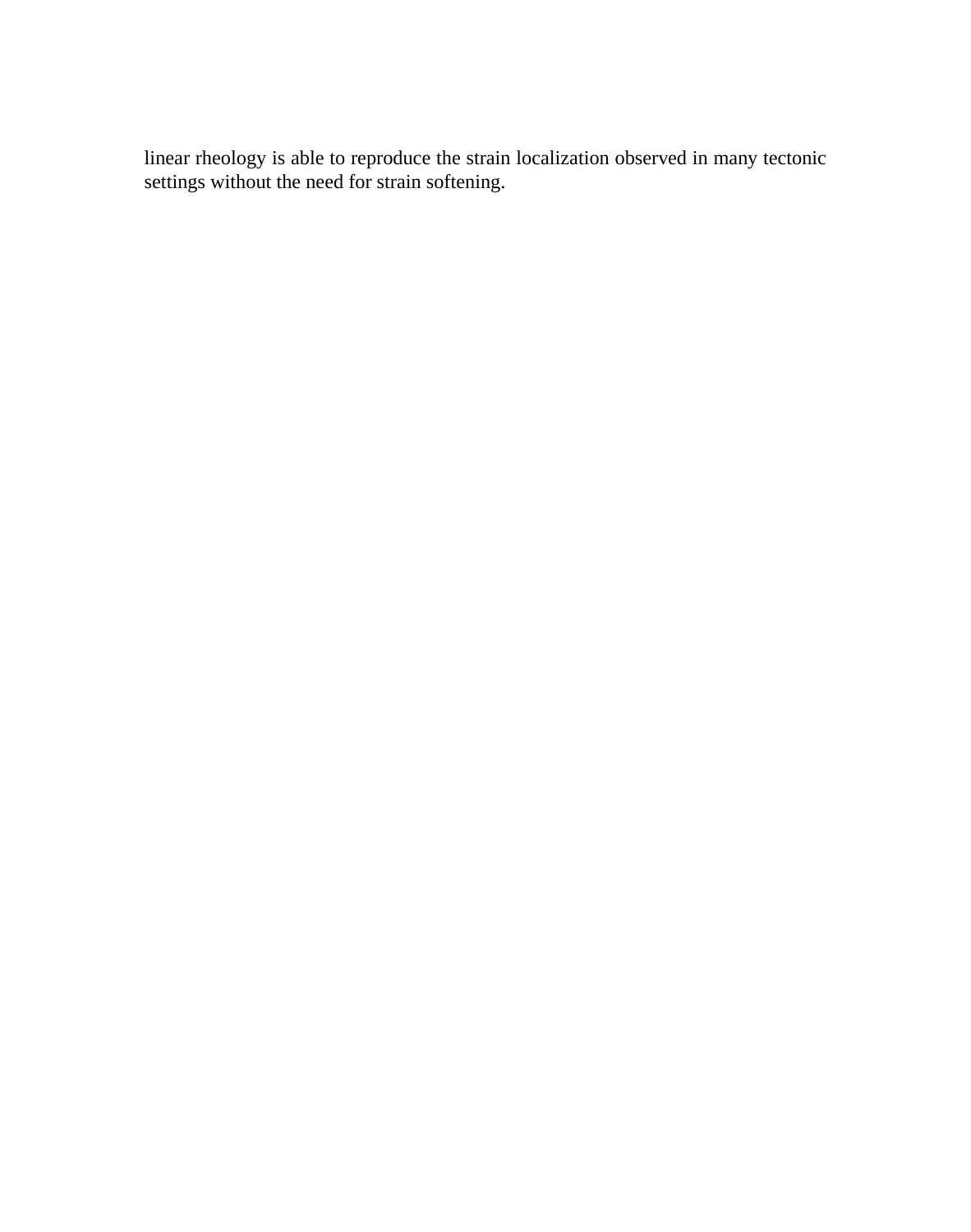linear rheology is able to reproduce the strain localization observed in many tectonic settings without the need for strain softening.